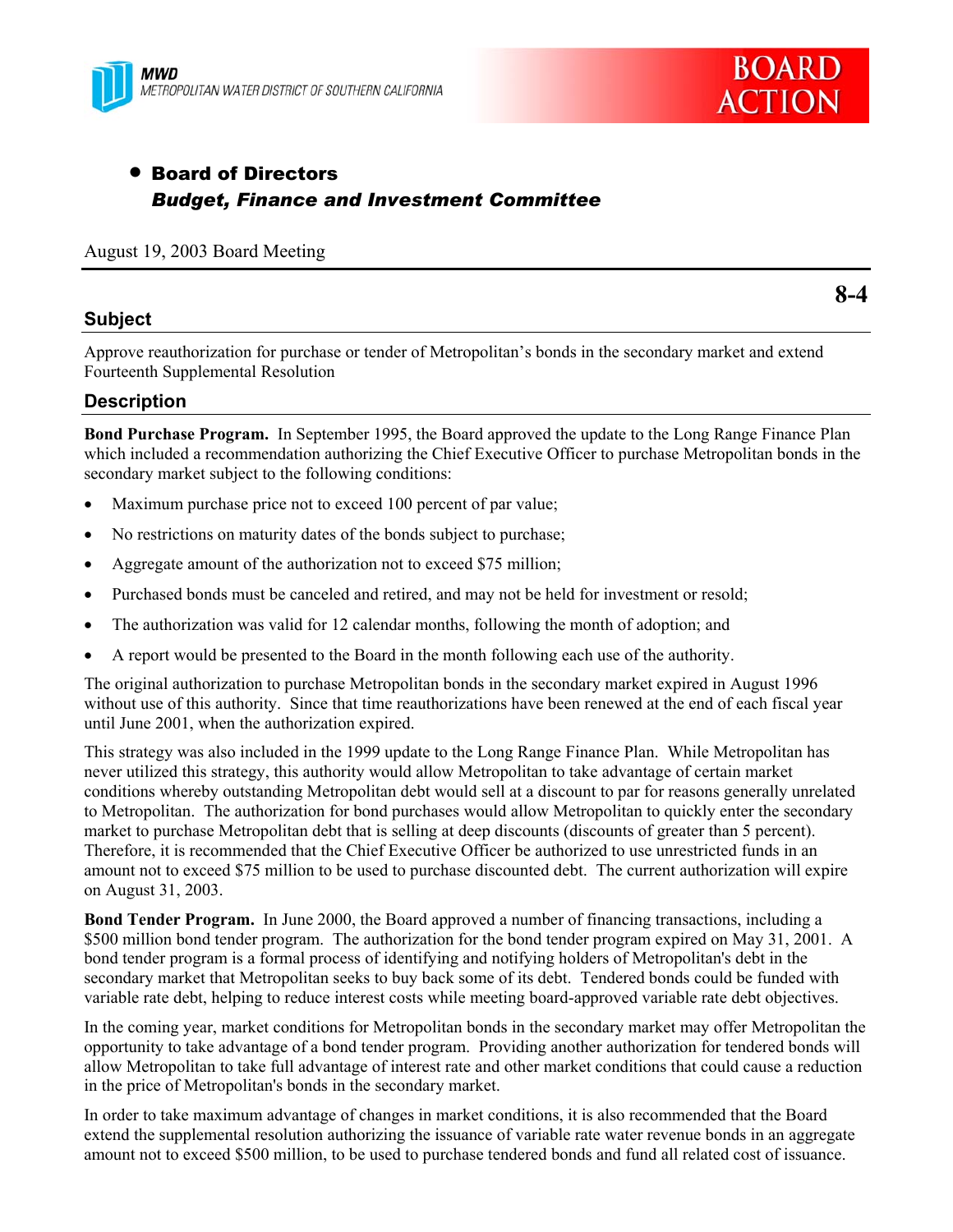MWD
METROPOLITAN WATER DISTRICT OF SOUTHERN CALIFORNIA

BOARD ACTION

- **Board of Directors**
  ***Budget, Finance and Investment Committee***

August 19, 2003 Board Meeting

**8-4**

## Subject

Approve reauthorization for purchase or tender of Metropolitan's bonds in the secondary market and extend Fourteenth Supplemental Resolution

## Description

**Bond Purchase Program.** In September 1995, the Board approved the update to the Long Range Finance Plan which included a recommendation authorizing the Chief Executive Officer to purchase Metropolitan bonds in the secondary market subject to the following conditions:

- Maximum purchase price not to exceed 100 percent of par value;
- No restrictions on maturity dates of the bonds subject to purchase;
- Aggregate amount of the authorization not to exceed $75 million;
- Purchased bonds must be canceled and retired, and may not be held for investment or resold;
- The authorization was valid for 12 calendar months, following the month of adoption; and
- A report would be presented to the Board in the month following each use of the authority.

The original authorization to purchase Metropolitan bonds in the secondary market expired in August 1996 without use of this authority. Since that time reauthorizations have been renewed at the end of each fiscal year until June 2001, when the authorization expired.

This strategy was also included in the 1999 update to the Long Range Finance Plan. While Metropolitan has never utilized this strategy, this authority would allow Metropolitan to take advantage of certain market conditions whereby outstanding Metropolitan debt would sell at a discount to par for reasons generally unrelated to Metropolitan. The authorization for bond purchases would allow Metropolitan to quickly enter the secondary market to purchase Metropolitan debt that is selling at deep discounts (discounts of greater than 5 percent). Therefore, it is recommended that the Chief Executive Officer be authorized to use unrestricted funds in an amount not to exceed $75 million to be used to purchase discounted debt. The current authorization will expire on August 31, 2003.

**Bond Tender Program.** In June 2000, the Board approved a number of financing transactions, including a $500 million bond tender program. The authorization for the bond tender program expired on May 31, 2001. A bond tender program is a formal process of identifying and notifying holders of Metropolitan's debt in the secondary market that Metropolitan seeks to buy back some of its debt. Tendered bonds could be funded with variable rate debt, helping to reduce interest costs while meeting board-approved variable rate debt objectives.

In the coming year, market conditions for Metropolitan bonds in the secondary market may offer Metropolitan the opportunity to take advantage of a bond tender program. Providing another authorization for tendered bonds will allow Metropolitan to take full advantage of interest rate and other market conditions that could cause a reduction in the price of Metropolitan's bonds in the secondary market.

In order to take maximum advantage of changes in market conditions, it is also recommended that the Board extend the supplemental resolution authorizing the issuance of variable rate water revenue bonds in an aggregate amount not to exceed $500 million, to be used to purchase tendered bonds and fund all related cost of issuance.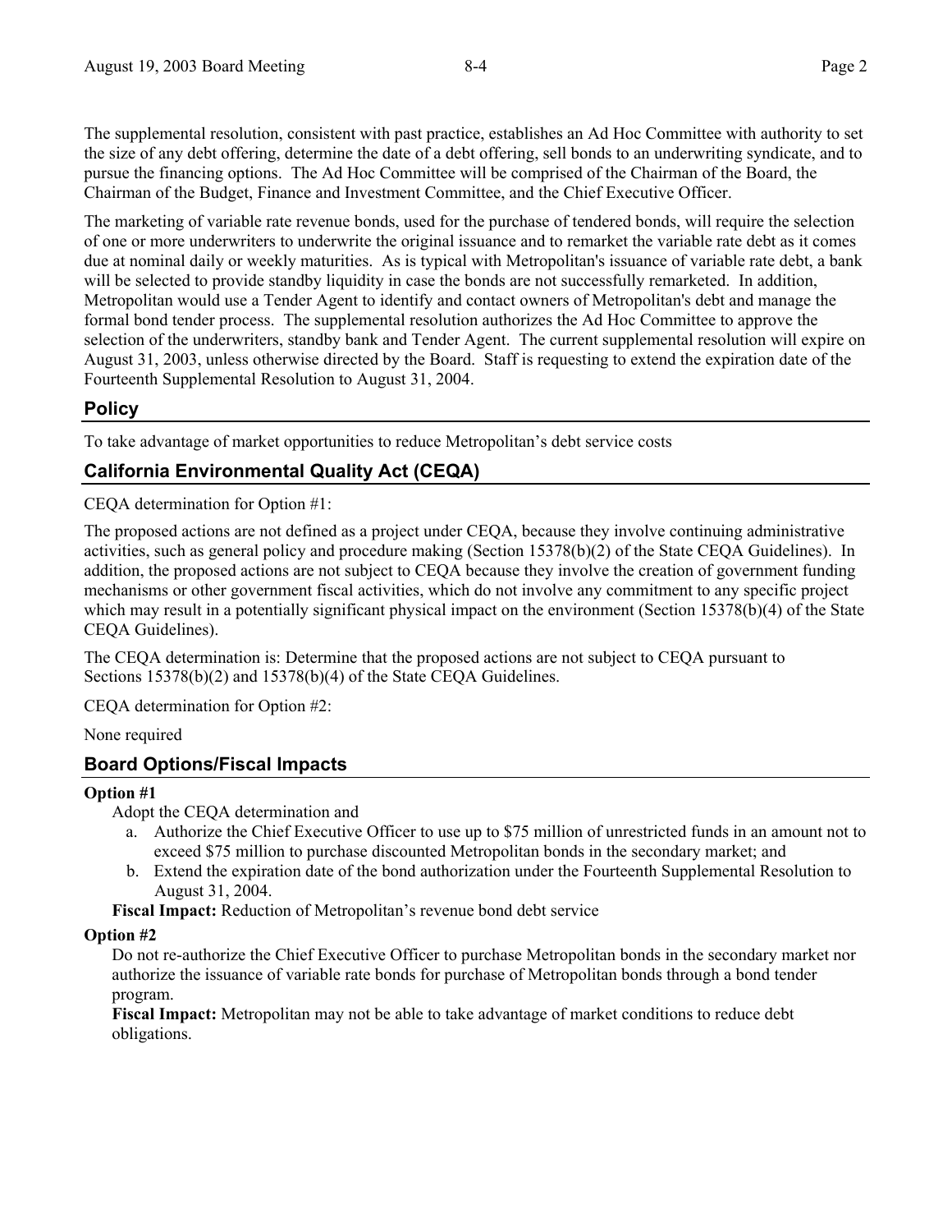The supplemental resolution, consistent with past practice, establishes an Ad Hoc Committee with authority to set the size of any debt offering, determine the date of a debt offering, sell bonds to an underwriting syndicate, and to pursue the financing options. The Ad Hoc Committee will be comprised of the Chairman of the Board, the Chairman of the Budget, Finance and Investment Committee, and the Chief Executive Officer.

The marketing of variable rate revenue bonds, used for the purchase of tendered bonds, will require the selection of one or more underwriters to underwrite the original issuance and to remarket the variable rate debt as it comes due at nominal daily or weekly maturities. As is typical with Metropolitan's issuance of variable rate debt, a bank will be selected to provide standby liquidity in case the bonds are not successfully remarketed. In addition, Metropolitan would use a Tender Agent to identify and contact owners of Metropolitan's debt and manage the formal bond tender process. The supplemental resolution authorizes the Ad Hoc Committee to approve the selection of the underwriters, standby bank and Tender Agent. The current supplemental resolution will expire on August 31, 2003, unless otherwise directed by the Board. Staff is requesting to extend the expiration date of the Fourteenth Supplemental Resolution to August 31, 2004.

## Policy

To take advantage of market opportunities to reduce Metropolitan's debt service costs

## California Environmental Quality Act (CEQA)

CEQA determination for Option #1:

The proposed actions are not defined as a project under CEQA, because they involve continuing administrative activities, such as general policy and procedure making (Section 15378(b)(2) of the State CEQA Guidelines). In addition, the proposed actions are not subject to CEQA because they involve the creation of government funding mechanisms or other government fiscal activities, which do not involve any commitment to any specific project which may result in a potentially significant physical impact on the environment (Section 15378(b)(4) of the State CEQA Guidelines).

The CEQA determination is: Determine that the proposed actions are not subject to CEQA pursuant to Sections 15378(b)(2) and 15378(b)(4) of the State CEQA Guidelines.

CEQA determination for Option #2:

None required

## Board Options/Fiscal Impacts

**Option #1**

Adopt the CEQA determination and

a. Authorize the Chief Executive Officer to use up to $75 million of unrestricted funds in an amount not to exceed $75 million to purchase discounted Metropolitan bonds in the secondary market; and
b. Extend the expiration date of the bond authorization under the Fourteenth Supplemental Resolution to August 31, 2004.

**Fiscal Impact:** Reduction of Metropolitan's revenue bond debt service

**Option #2**

Do not re-authorize the Chief Executive Officer to purchase Metropolitan bonds in the secondary market nor authorize the issuance of variable rate bonds for purchase of Metropolitan bonds through a bond tender program.

**Fiscal Impact:** Metropolitan may not be able to take advantage of market conditions to reduce debt obligations.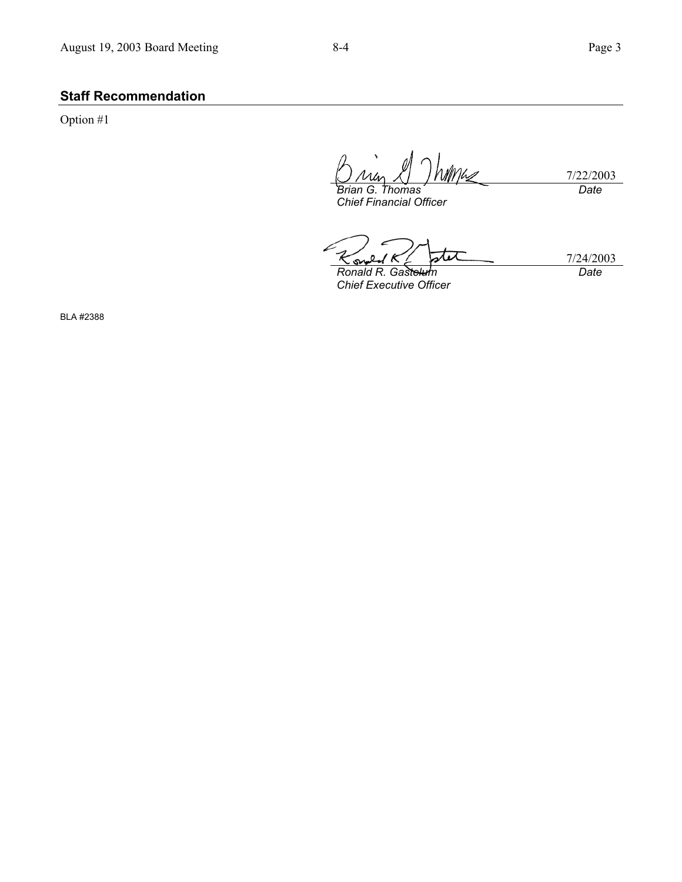## Staff Recommendation

Option #1

| | |
|---|---|
| *Brian G. Thomas* | 7/22/2003 |
| *Chief Financial Officer* | *Date* |

| | |
|---|---|
| *Ronald R. Gastelum* | 7/24/2003 |
| *Chief Executive Officer* | *Date* |

BLA #2388